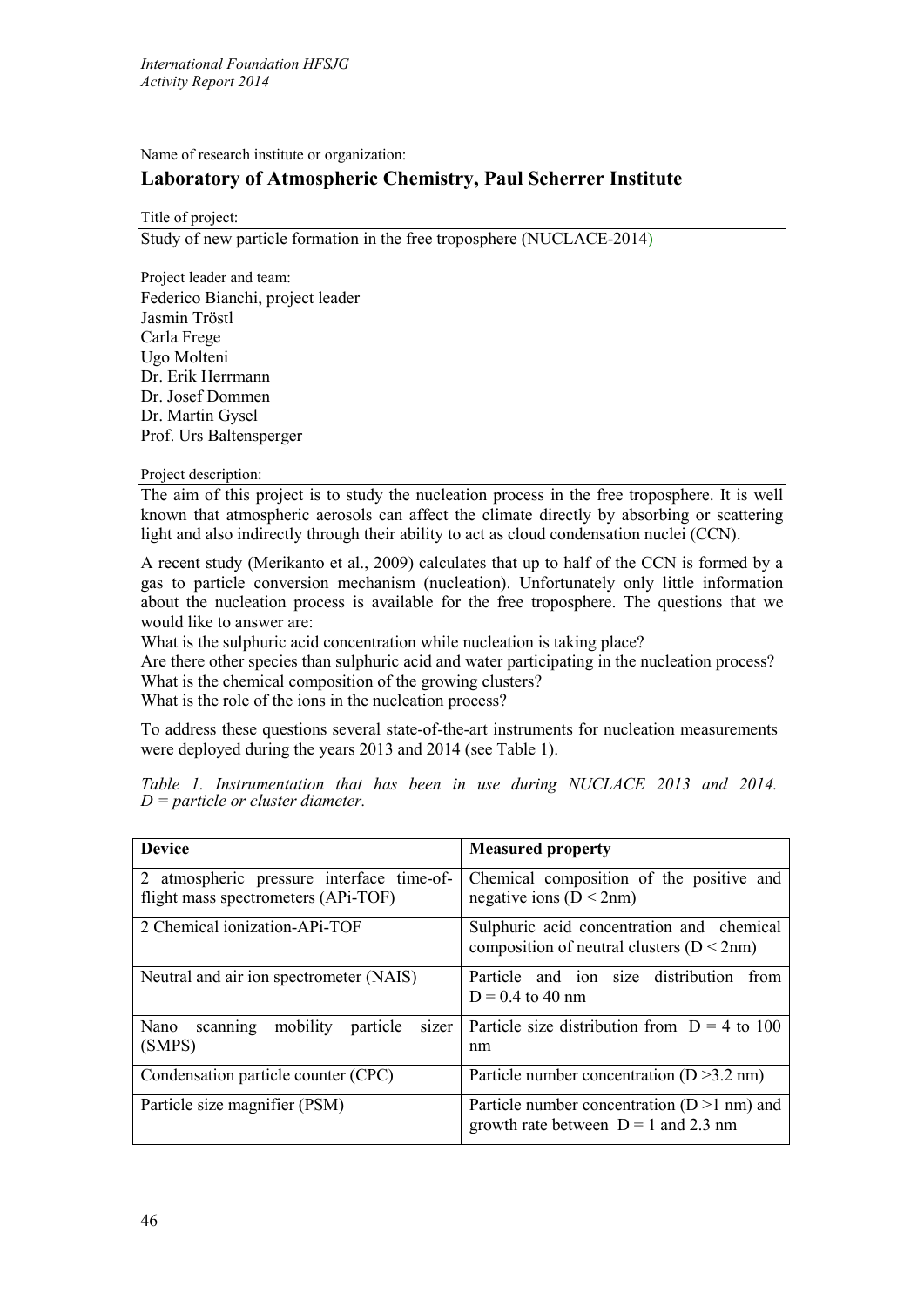Name of research institute or organization:

## Laboratory of Atmospheric Chemistry, Paul Scherrer Institute

Title of project:

Study of new particle formation in the free troposphere (NUCLACE-2014)

Project leader and team:

Federico Bianchi, project leader
Jasmin Tröstl
Carla Frege
Ugo Molteni
Dr. Erik Herrmann
Dr. Josef Dommen
Dr. Martin Gysel
Prof. Urs Baltensperger

Project description:

The aim of this project is to study the nucleation process in the free troposphere. It is well known that atmospheric aerosols can affect the climate directly by absorbing or scattering light and also indirectly through their ability to act as cloud condensation nuclei (CCN).

A recent study (Merikanto et al., 2009) calculates that up to half of the CCN is formed by a gas to particle conversion mechanism (nucleation). Unfortunately only little information about the nucleation process is available for the free troposphere. The questions that we would like to answer are:

What is the sulphuric acid concentration while nucleation is taking place?
Are there other species than sulphuric acid and water participating in the nucleation process?
What is the chemical composition of the growing clusters?
What is the role of the ions in the nucleation process?

To address these questions several state-of-the-art instruments for nucleation measurements were deployed during the years 2013 and 2014 (see Table 1).

*Table 1. Instrumentation that has been in use during NUCLACE 2013 and 2014. D = particle or cluster diameter.*

| **Device** | **Measured property** |
|---|---|
| 2 atmospheric pressure interface time-of-flight mass spectrometers (APi-TOF) | Chemical composition of the positive and negative ions (D < 2nm) |
| 2 Chemical ionization-APi-TOF | Sulphuric acid concentration and chemical composition of neutral clusters (D < 2nm) |
| Neutral and air ion spectrometer (NAIS) | Particle and ion size distribution from D = 0.4 to 40 nm |
| Nano scanning mobility particle sizer (SMPS) | Particle size distribution from D = 4 to 100 nm |
| Condensation particle counter (CPC) | Particle number concentration (D >3.2 nm) |
| Particle size magnifier (PSM) | Particle number concentration (D >1 nm) and growth rate between D = 1 and 2.3 nm |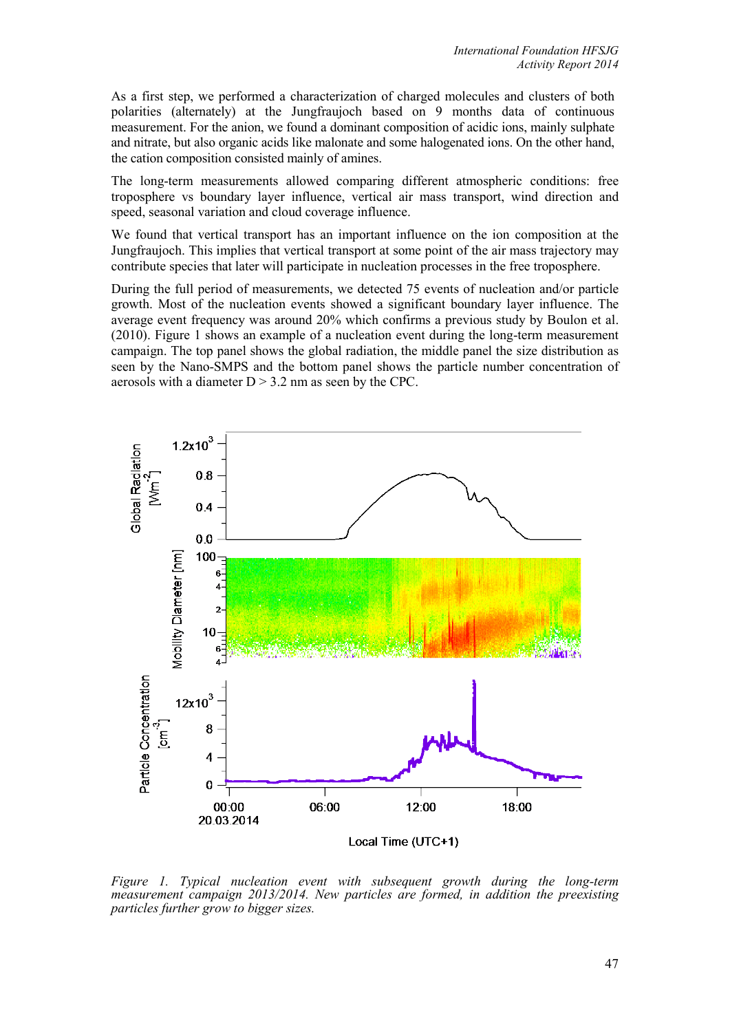As a first step, we performed a characterization of charged molecules and clusters of both polarities (alternately) at the Jungfraujoch based on 9 months data of continuous measurement. For the anion, we found a dominant composition of acidic ions, mainly sulphate and nitrate, but also organic acids like malonate and some halogenated ions. On the other hand, the cation composition consisted mainly of amines.

The long-term measurements allowed comparing different atmospheric conditions: free troposphere vs boundary layer influence, vertical air mass transport, wind direction and speed, seasonal variation and cloud coverage influence.

We found that vertical transport has an important influence on the ion composition at the Jungfraujoch. This implies that vertical transport at some point of the air mass trajectory may contribute species that later will participate in nucleation processes in the free troposphere.

During the full period of measurements, we detected 75 events of nucleation and/or particle growth. Most of the nucleation events showed a significant boundary layer influence. The average event frequency was around 20% which confirms a previous study by Boulon et al. (2010). Figure 1 shows an example of a nucleation event during the long-term measurement campaign. The top panel shows the global radiation, the middle panel the size distribution as seen by the Nano-SMPS and the bottom panel shows the particle number concentration of aerosols with a diameter D > 3.2 nm as seen by the CPC.

*Figure 1. Typical nucleation event with subsequent growth during the long-term measurement campaign 2013/2014. New particles are formed, in addition the preexisting particles further grow to bigger sizes.*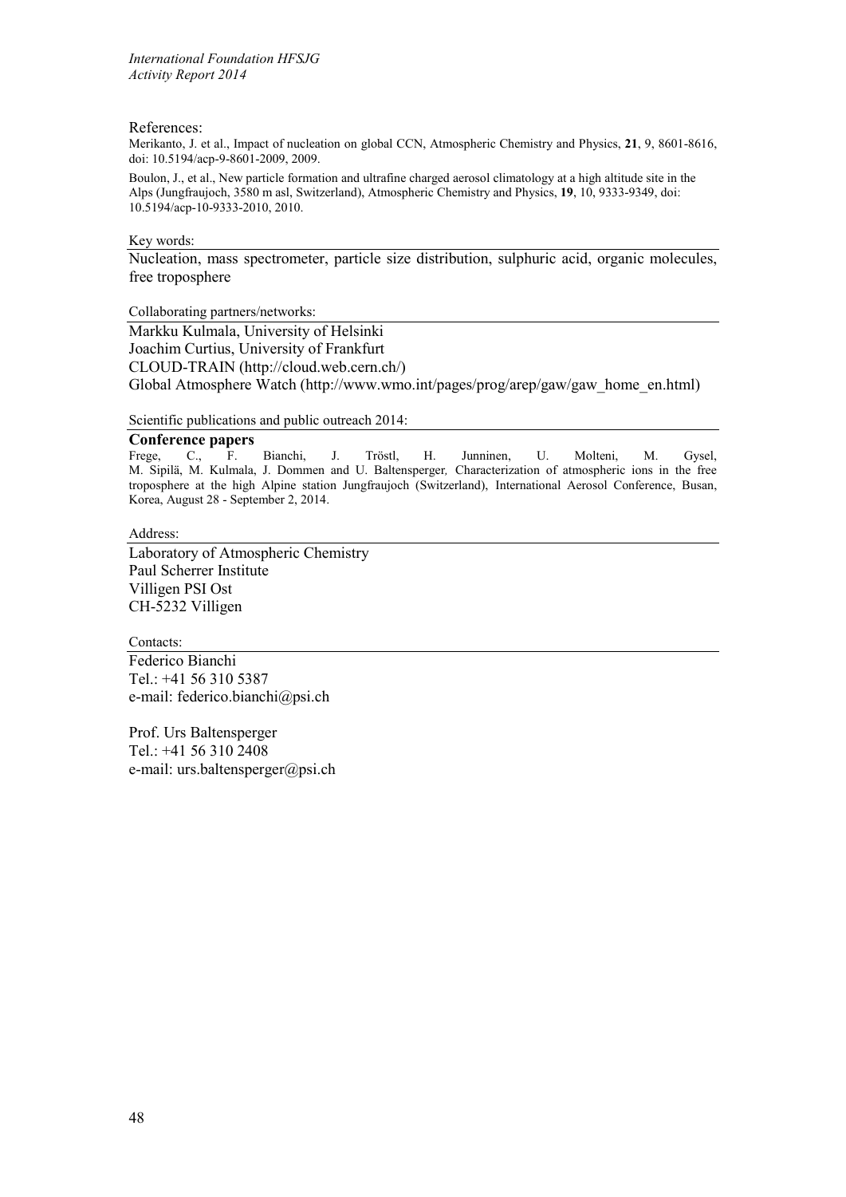References:

Merikanto, J. et al., Impact of nucleation on global CCN, Atmospheric Chemistry and Physics, **21**, 9, 8601-8616, doi: 10.5194/acp-9-8601-2009, 2009.

Boulon, J., et al., New particle formation and ultrafine charged aerosol climatology at a high altitude site in the Alps (Jungfraujoch, 3580 m asl, Switzerland), Atmospheric Chemistry and Physics, **19**, 10, 9333-9349, doi: 10.5194/acp-10-9333-2010, 2010.

Key words:

Nucleation, mass spectrometer, particle size distribution, sulphuric acid, organic molecules, free troposphere

Collaborating partners/networks:

Markku Kulmala, University of Helsinki
Joachim Curtius, University of Frankfurt
CLOUD-TRAIN (http://cloud.web.cern.ch/)
Global Atmosphere Watch (http://www.wmo.int/pages/prog/arep/gaw/gaw_home_en.html)

Scientific publications and public outreach 2014:

**Conference papers**

Frege, C., F. Bianchi, J. Tröstl, H. Junninen, U. Molteni, M. Gysel, M. Sipilä, M. Kulmala, J. Dommen and U. Baltensperger*,* Characterization of atmospheric ions in the free troposphere at the high Alpine station Jungfraujoch (Switzerland), International Aerosol Conference, Busan, Korea, August 28 - September 2, 2014.

Address:

Laboratory of Atmospheric Chemistry
Paul Scherrer Institute
Villigen PSI Ost
CH-5232 Villigen

Contacts:

Federico Bianchi
Tel.: +41 56 310 5387
e-mail: federico.bianchi@psi.ch

Prof. Urs Baltensperger
Tel.: +41 56 310 2408
e-mail: urs.baltensperger@psi.ch